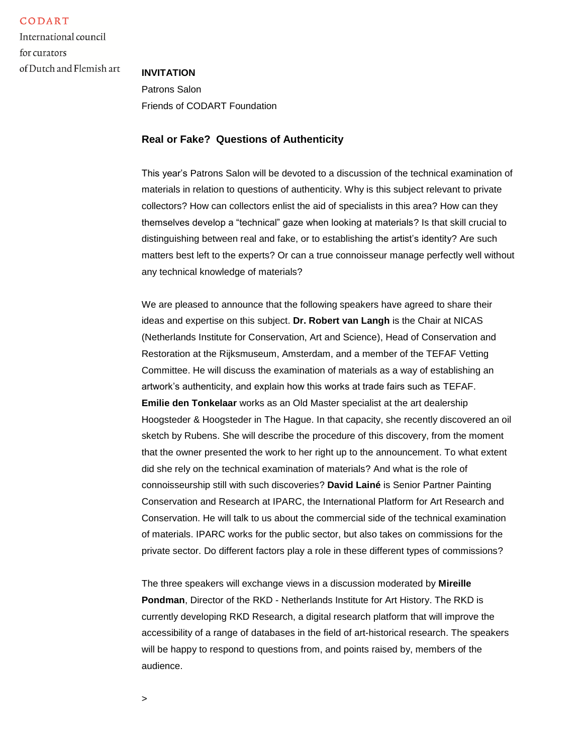CODART

International council for curators of Dutch and Flemish art

**INVITATION**

Patrons Salon

Friends of CODART Foundation

## Real or Fake? Questions of Authenticity

This year's Patrons Salon will be devoted to a discussion of the technical examination of materials in relation to questions of authenticity. Why is this subject relevant to private collectors? How can collectors enlist the aid of specialists in this area? How can they themselves develop a "technical" gaze when looking at materials? Is that skill crucial to distinguishing between real and fake, or to establishing the artist's identity? Are such matters best left to the experts? Or can a true connoisseur manage perfectly well without any technical knowledge of materials?

We are pleased to announce that the following speakers have agreed to share their ideas and expertise on this subject. **Dr. Robert van Langh** is the Chair at NICAS (Netherlands Institute for Conservation, Art and Science), Head of Conservation and Restoration at the Rijksmuseum, Amsterdam, and a member of the TEFAF Vetting Committee. He will discuss the examination of materials as a way of establishing an artwork's authenticity, and explain how this works at trade fairs such as TEFAF. **Emilie den Tonkelaar** works as an Old Master specialist at the art dealership Hoogsteder & Hoogsteder in The Hague. In that capacity, she recently discovered an oil sketch by Rubens. She will describe the procedure of this discovery, from the moment that the owner presented the work to her right up to the announcement. To what extent did she rely on the technical examination of materials? And what is the role of connoisseurship still with such discoveries? **David Lainé** is Senior Partner Painting Conservation and Research at IPARC, the International Platform for Art Research and Conservation. He will talk to us about the commercial side of the technical examination of materials. IPARC works for the public sector, but also takes on commissions for the private sector. Do different factors play a role in these different types of commissions?

The three speakers will exchange views in a discussion moderated by **Mireille Pondman**, Director of the RKD - Netherlands Institute for Art History. The RKD is currently developing RKD Research, a digital research platform that will improve the accessibility of a range of databases in the field of art-historical research. The speakers will be happy to respond to questions from, and points raised by, members of the audience.

>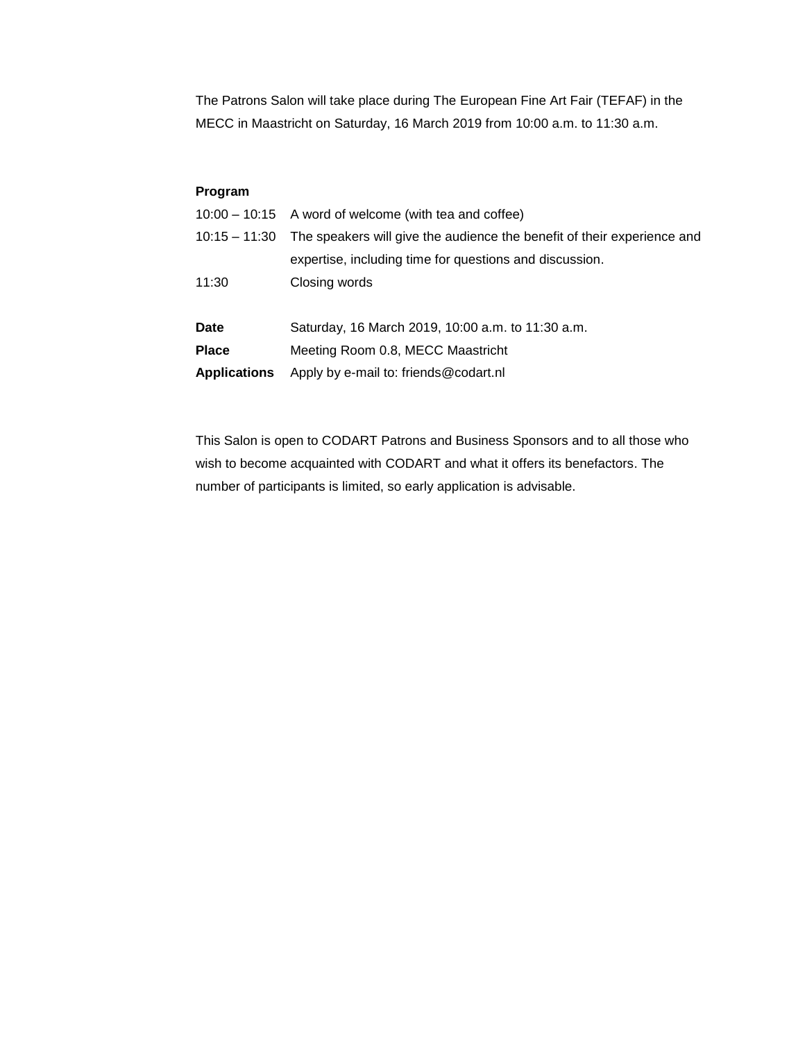The Patrons Salon will take place during The European Fine Art Fair (TEFAF) in the MECC in Maastricht on Saturday, 16 March 2019 from 10:00 a.m. to 11:30 a.m.

**Program**

| | |
|---|---|
| 10:00 – 10:15 | A word of welcome (with tea and coffee) |
| 10:15 – 11:30 | The speakers will give the audience the benefit of their experience and expertise, including time for questions and discussion. |
| 11:30 | Closing words |

| | |
|---|---|
| **Date** | Saturday, 16 March 2019, 10:00 a.m. to 11:30 a.m. |
| **Place** | Meeting Room 0.8, MECC Maastricht |
| **Applications** | Apply by e-mail to: friends@codart.nl |

This Salon is open to CODART Patrons and Business Sponsors and to all those who wish to become acquainted with CODART and what it offers its benefactors. The number of participants is limited, so early application is advisable.